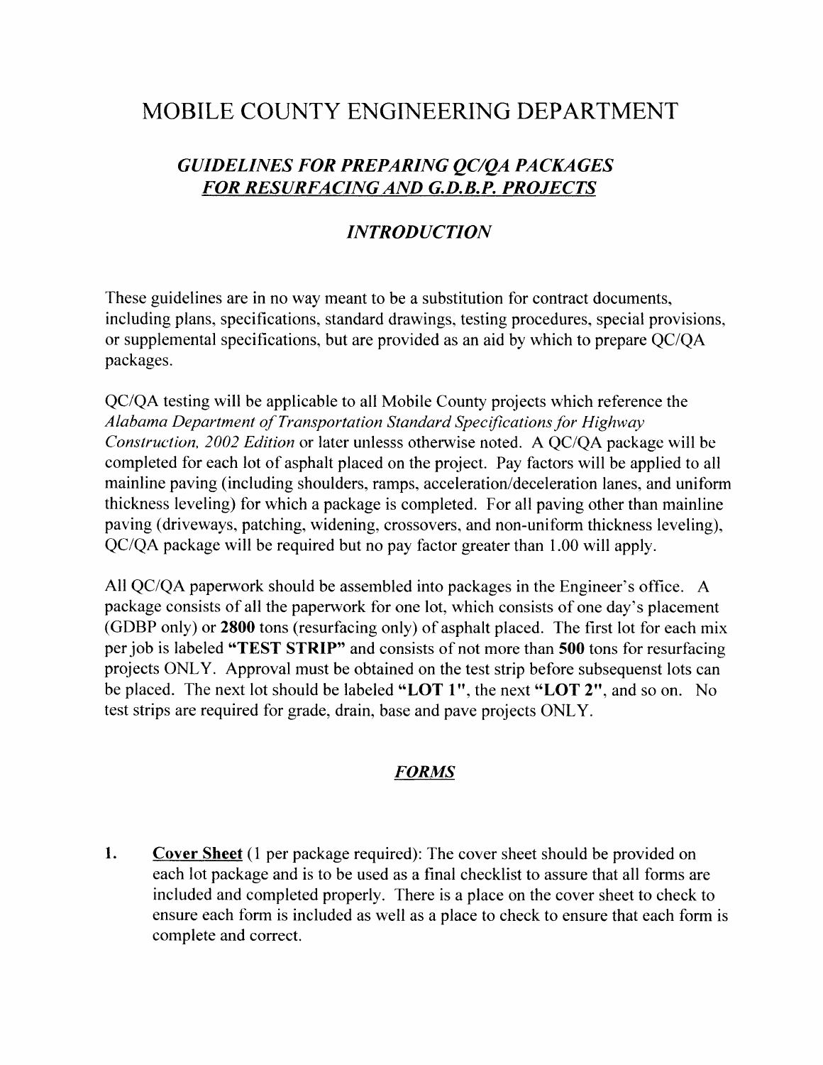# MOBILE COUNTY ENGINEERING DEPARTMENT

## *GUIDELINES FOR PREPARING QC/QA PACKAGES* *<u>FOR RESURFACING AND G.D.B.P. PROJECTS</u>*

## *INTRODUCTION*

These guidelines are in no way meant to be a substitution for contract documents, including plans, specifications, standard drawings, testing procedures, special provisions, or supplemental specifications, but are provided as an aid by which to prepare QC/QA packages.

QC/QA testing will be applicable to all Mobile County projects which reference the *Alabama Department of Transportation Standard Specifications for Highway Construction, 2002 Edition* or later unlesss otherwise noted. A QC/QA package will be completed for each lot of asphalt placed on the project. Pay factors will be applied to all mainline paving (including shoulders, ramps, acceleration/deceleration lanes, and uniform thickness leveling) for which a package is completed. For all paving other than mainline paving (driveways, patching, widening, crossovers, and non-uniform thickness leveling), QC/QA package will be required but no pay factor greater than 1.00 will apply.

All QC/QA paperwork should be assembled into packages in the Engineer's office. A package consists of all the paperwork for one lot, which consists of one day's placement (GDBP only) or **2800** tons (resurfacing only) of asphalt placed. The first lot for each mix per job is labeled **"TEST STRIP"** and consists of not more than **500** tons for resurfacing projects ONLY. Approval must be obtained on the test strip before subsequenst lots can be placed. The next lot should be labeled **"LOT 1"**, the next **"LOT 2"**, and so on. No test strips are required for grade, drain, base and pave projects ONLY.

## *<u>FORMS</u>*

1. **<u>Cover Sheet</u>** (1 per package required): The cover sheet should be provided on each lot package and is to be used as a final checklist to assure that all forms are included and completed properly. There is a place on the cover sheet to check to ensure each form is included as well as a place to check to ensure that each form is complete and correct.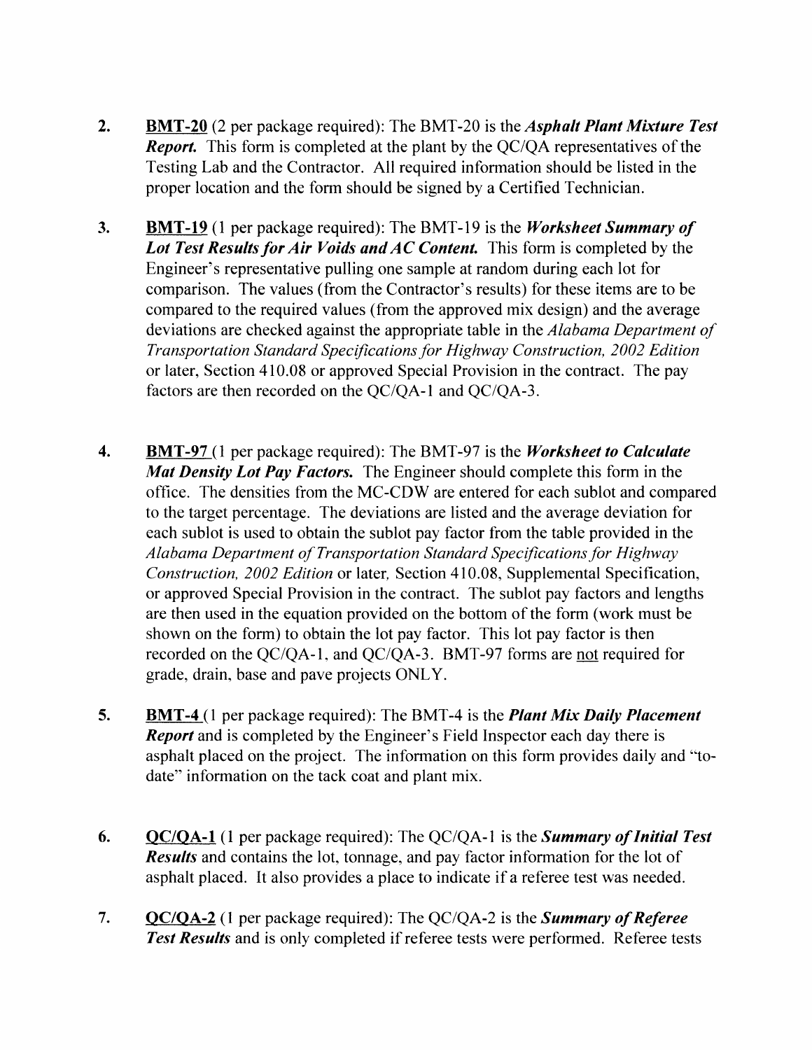2. **BMT-20** (2 per package required): The BMT-20 is the ***Asphalt Plant Mixture Test Report.*** This form is completed at the plant by the QC/QA representatives of the Testing Lab and the Contractor. All required information should be listed in the proper location and the form should be signed by a Certified Technician.

3. **BMT-19** (1 per package required): The BMT-19 is the ***Worksheet Summary of Lot Test Results for Air Voids and AC Content.*** This form is completed by the Engineer's representative pulling one sample at random during each lot for comparison. The values (from the Contractor's results) for these items are to be compared to the required values (from the approved mix design) and the average deviations are checked against the appropriate table in the *Alabama Department of Transportation Standard Specifications for Highway Construction, 2002 Edition* or later, Section 410.08 or approved Special Provision in the contract. The pay factors are then recorded on the QC/QA-1 and QC/QA-3.

4. **BMT-97** (1 per package required): The BMT-97 is the ***Worksheet to Calculate Mat Density Lot Pay Factors.*** The Engineer should complete this form in the office. The densities from the MC-CDW are entered for each sublot and compared to the target percentage. The deviations are listed and the average deviation for each sublot is used to obtain the sublot pay factor from the table provided in the *Alabama Department of Transportation Standard Specifications for Highway Construction, 2002 Edition* or later, Section 410.08, Supplemental Specification, or approved Special Provision in the contract. The sublot pay factors and lengths are then used in the equation provided on the bottom of the form (work must be shown on the form) to obtain the lot pay factor. This lot pay factor is then recorded on the QC/QA-1, and QC/QA-3. BMT-97 forms are not required for grade, drain, base and pave projects ONLY.

5. **BMT-4** (1 per package required): The BMT-4 is the ***Plant Mix Daily Placement Report*** and is completed by the Engineer's Field Inspector each day there is asphalt placed on the project. The information on this form provides daily and "to-date" information on the tack coat and plant mix.

6. **QC/QA-1** (1 per package required): The QC/QA-1 is the ***Summary of Initial Test Results*** and contains the lot, tonnage, and pay factor information for the lot of asphalt placed. It also provides a place to indicate if a referee test was needed.

7. **QC/QA-2** (1 per package required): The QC/QA-2 is the ***Summary of Referee Test Results*** and is only completed if referee tests were performed. Referee tests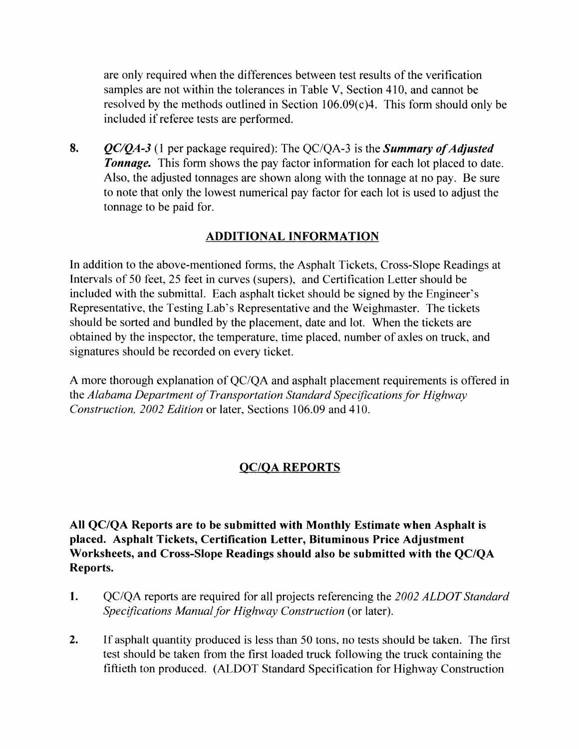are only required when the differences between test results of the verification samples are not within the tolerances in Table V, Section 410, and cannot be resolved by the methods outlined in Section 106.09(c)4. This form should only be included if referee tests are performed.

8. *QC/QA-3* (1 per package required): The QC/QA-3 is the ***Summary of Adjusted Tonnage.*** This form shows the pay factor information for each lot placed to date. Also, the adjusted tonnages are shown along with the tonnage at no pay. Be sure to note that only the lowest numerical pay factor for each lot is used to adjust the tonnage to be paid for.

## ADDITIONAL INFORMATION

In addition to the above-mentioned forms, the Asphalt Tickets, Cross-Slope Readings at Intervals of 50 feet, 25 feet in curves (supers), and Certification Letter should be included with the submittal. Each asphalt ticket should be signed by the Engineer's Representative, the Testing Lab's Representative and the Weighmaster. The tickets should be sorted and bundled by the placement, date and lot. When the tickets are obtained by the inspector, the temperature, time placed, number of axles on truck, and signatures should be recorded on every ticket.

A more thorough explanation of QC/QA and asphalt placement requirements is offered in the *Alabama Department of Transportation Standard Specifications for Highway Construction, 2002 Edition* or later, Sections 106.09 and 410.

## QC/QA REPORTS

**All QC/QA Reports are to be submitted with Monthly Estimate when Asphalt is placed. Asphalt Tickets, Certification Letter, Bituminous Price Adjustment Worksheets, and Cross-Slope Readings should also be submitted with the QC/QA Reports.**

1. QC/QA reports are required for all projects referencing the *2002 ALDOT Standard Specifications Manual for Highway Construction* (or later).

2. If asphalt quantity produced is less than 50 tons, no tests should be taken. The first test should be taken from the first loaded truck following the truck containing the fiftieth ton produced. (ALDOT Standard Specification for Highway Construction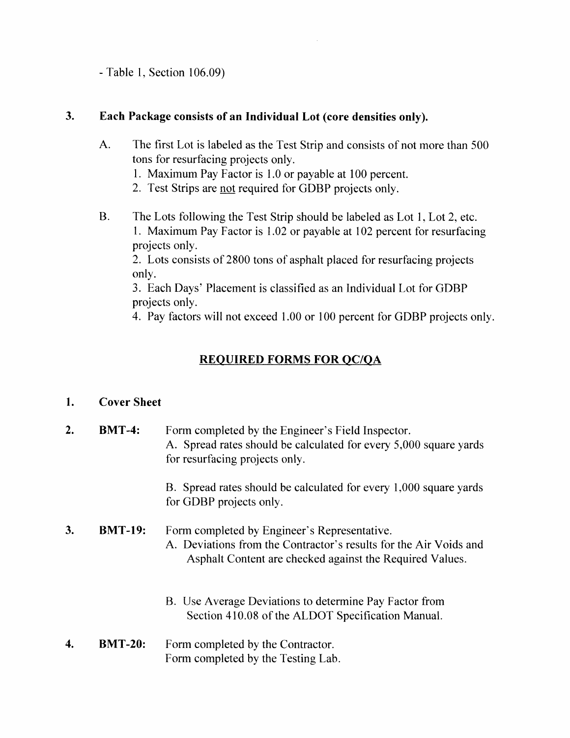- Table 1, Section 106.09)

3. **Each Package consists of an Individual Lot (core densities only).**

   A. The first Lot is labeled as the Test Strip and consists of not more than 500 tons for resurfacing projects only.
      1. Maximum Pay Factor is 1.0 or payable at 100 percent.
      2. Test Strips are <u>not</u> required for GDBP projects only.

   B. The Lots following the Test Strip should be labeled as Lot 1, Lot 2, etc.
      1. Maximum Pay Factor is 1.02 or payable at 102 percent for resurfacing projects only.
      2. Lots consists of 2800 tons of asphalt placed for resurfacing projects only.
      3. Each Days' Placement is classified as an Individual Lot for GDBP projects only.
      4. Pay factors will not exceed 1.00 or 100 percent for GDBP projects only.

## <u>REQUIRED FORMS FOR QC/QA</u>

1. **Cover Sheet**

2. **BMT-4:** Form completed by the Engineer's Field Inspector.
   A. Spread rates should be calculated for every 5,000 square yards for resurfacing projects only.

   B. Spread rates should be calculated for every 1,000 square yards for GDBP projects only.

3. **BMT-19:** Form completed by Engineer's Representative.
   A. Deviations from the Contractor's results for the Air Voids and Asphalt Content are checked against the Required Values.

   B. Use Average Deviations to determine Pay Factor from Section 410.08 of the ALDOT Specification Manual.

4. **BMT-20:** Form completed by the Contractor.
   Form completed by the Testing Lab.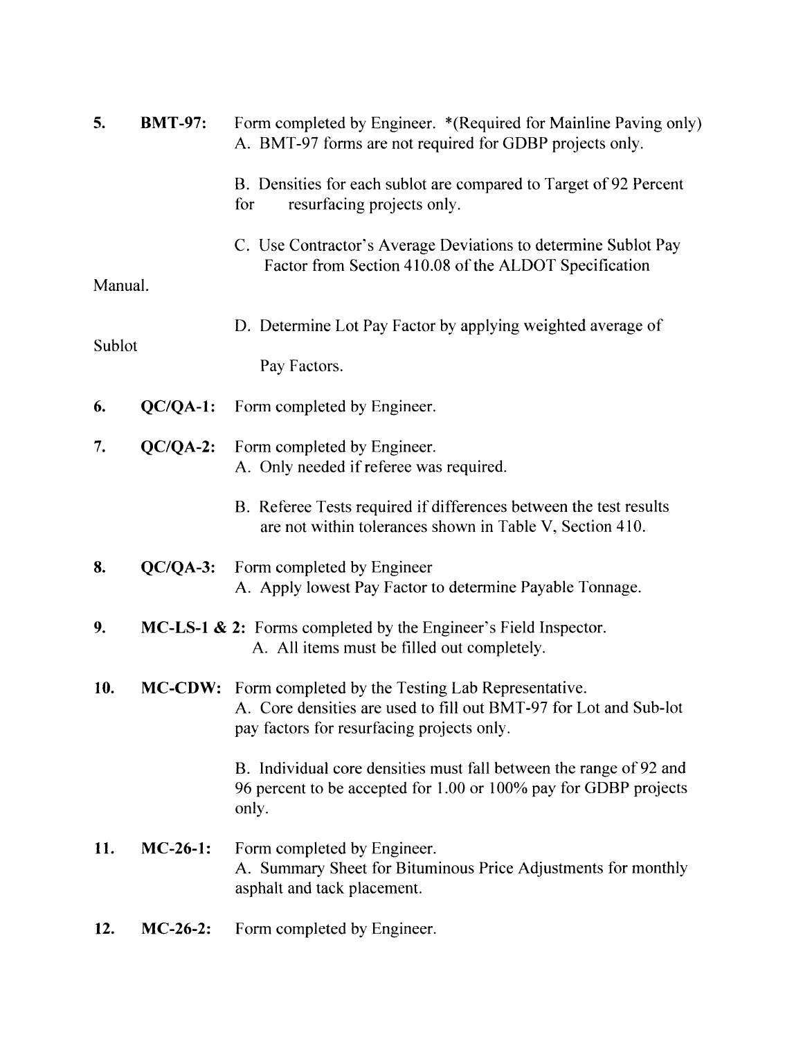5. **BMT-97:** Form completed by Engineer. *(Required for Mainline Paving only)
   A. BMT-97 forms are not required for GDBP projects only.

   B. Densities for each sublot are compared to Target of 92 Percent for resurfacing projects only.

   C. Use Contractor's Average Deviations to determine Sublot Pay Factor from Section 410.08 of the ALDOT Specification Manual.

   D. Determine Lot Pay Factor by applying weighted average of Sublot Pay Factors.

6. **QC/QA-1:** Form completed by Engineer.

7. **QC/QA-2:** Form completed by Engineer.
   A. Only needed if referee was required.

   B. Referee Tests required if differences between the test results are not within tolerances shown in Table V, Section 410.

8. **QC/QA-3:** Form completed by Engineer
   A. Apply lowest Pay Factor to determine Payable Tonnage.

9. **MC-LS-1 & 2:** Forms completed by the Engineer's Field Inspector.
   A. All items must be filled out completely.

10. **MC-CDW:** Form completed by the Testing Lab Representative.
    A. Core densities are used to fill out BMT-97 for Lot and Sub-lot pay factors for resurfacing projects only.

    B. Individual core densities must fall between the range of 92 and 96 percent to be accepted for 1.00 or 100% pay for GDBP projects only.

11. **MC-26-1:** Form completed by Engineer.
    A. Summary Sheet for Bituminous Price Adjustments for monthly asphalt and tack placement.

12. **MC-26-2:** Form completed by Engineer.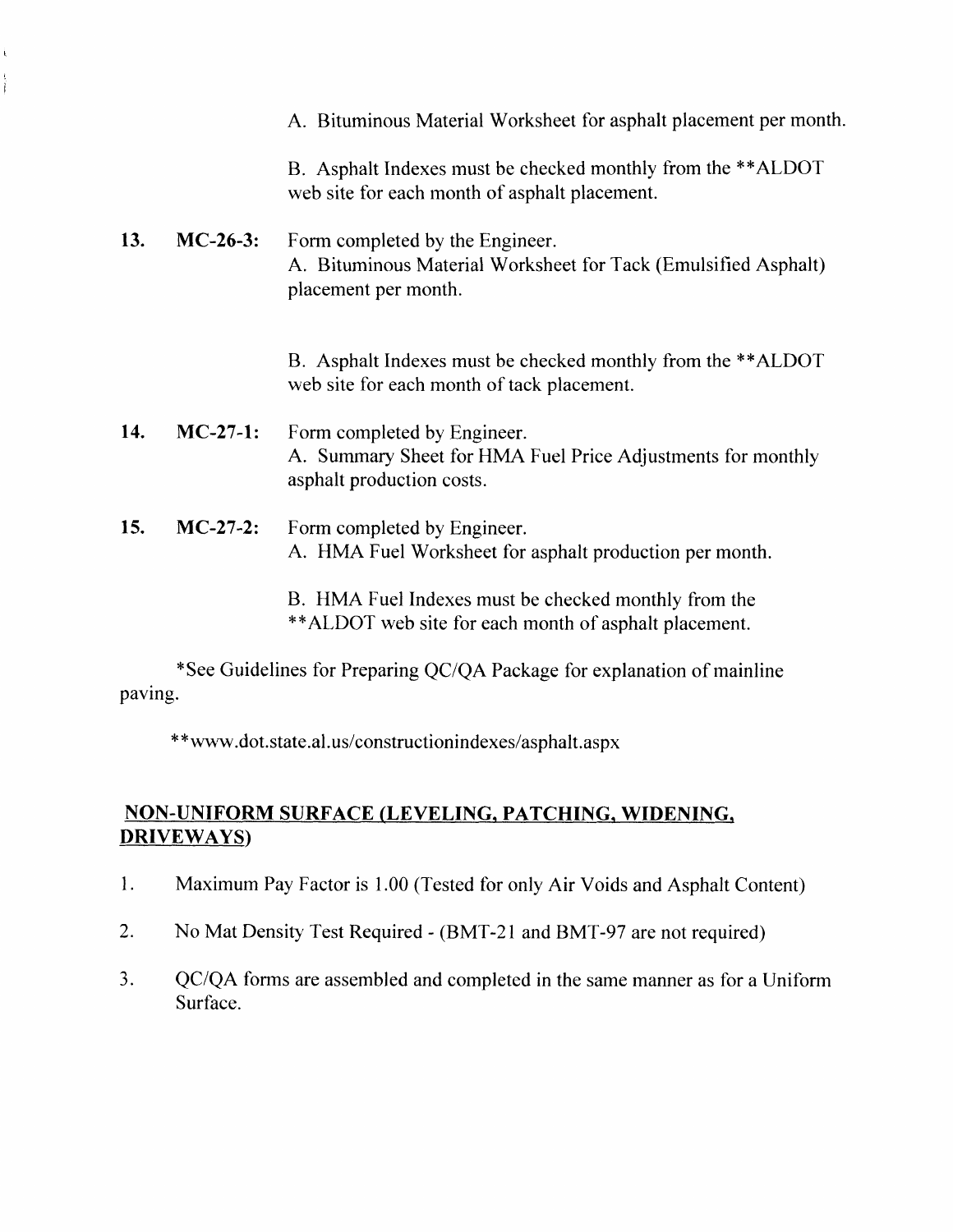A. Bituminous Material Worksheet for asphalt placement per month.

B. Asphalt Indexes must be checked monthly from the **ALDOT web site for each month of asphalt placement.

**13. MC-26-3:** Form completed by the Engineer.
A. Bituminous Material Worksheet for Tack (Emulsified Asphalt) placement per month.

B. Asphalt Indexes must be checked monthly from the **ALDOT web site for each month of tack placement.

**14. MC-27-1:** Form completed by Engineer.
A. Summary Sheet for HMA Fuel Price Adjustments for monthly asphalt production costs.

**15. MC-27-2:** Form completed by Engineer.
A. HMA Fuel Worksheet for asphalt production per month.

B. HMA Fuel Indexes must be checked monthly from the **ALDOT web site for each month of asphalt placement.

*See Guidelines for Preparing QC/QA Package for explanation of mainline paving.

**www.dot.state.al.us/constructionindexes/asphalt.aspx

## NON-UNIFORM SURFACE (LEVELING, PATCHING, WIDENING, DRIVEWAYS)

1. Maximum Pay Factor is 1.00 (Tested for only Air Voids and Asphalt Content)
2. No Mat Density Test Required - (BMT-21 and BMT-97 are not required)
3. QC/QA forms are assembled and completed in the same manner as for a Uniform Surface.